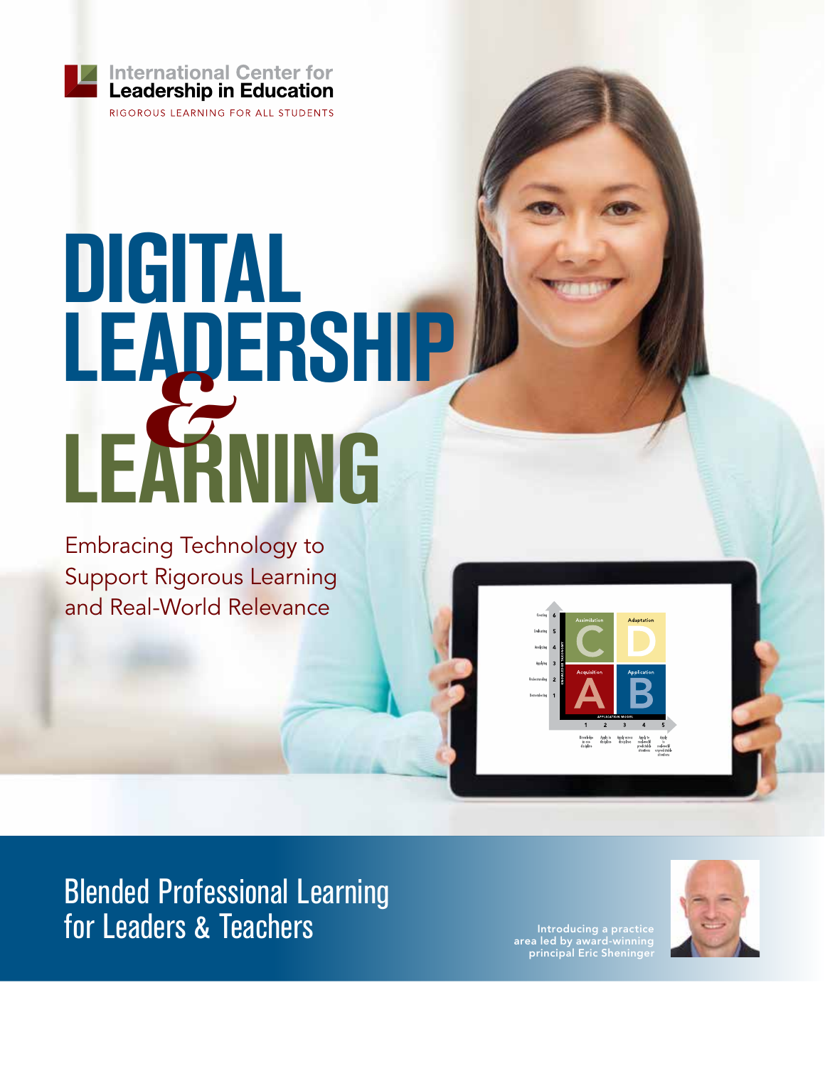International Center for Leadership in Education

RIGOROUS LEARNING FOR ALL STUDENTS

# DIGITAL LEADERSHIP & LEARNING

## Embracing Technology to Support Rigorous Learning and Real-World Relevance

## Blended Professional Learning for Leaders & Teachers

Introducing a practice area led by award-winning principal Eric Sheninger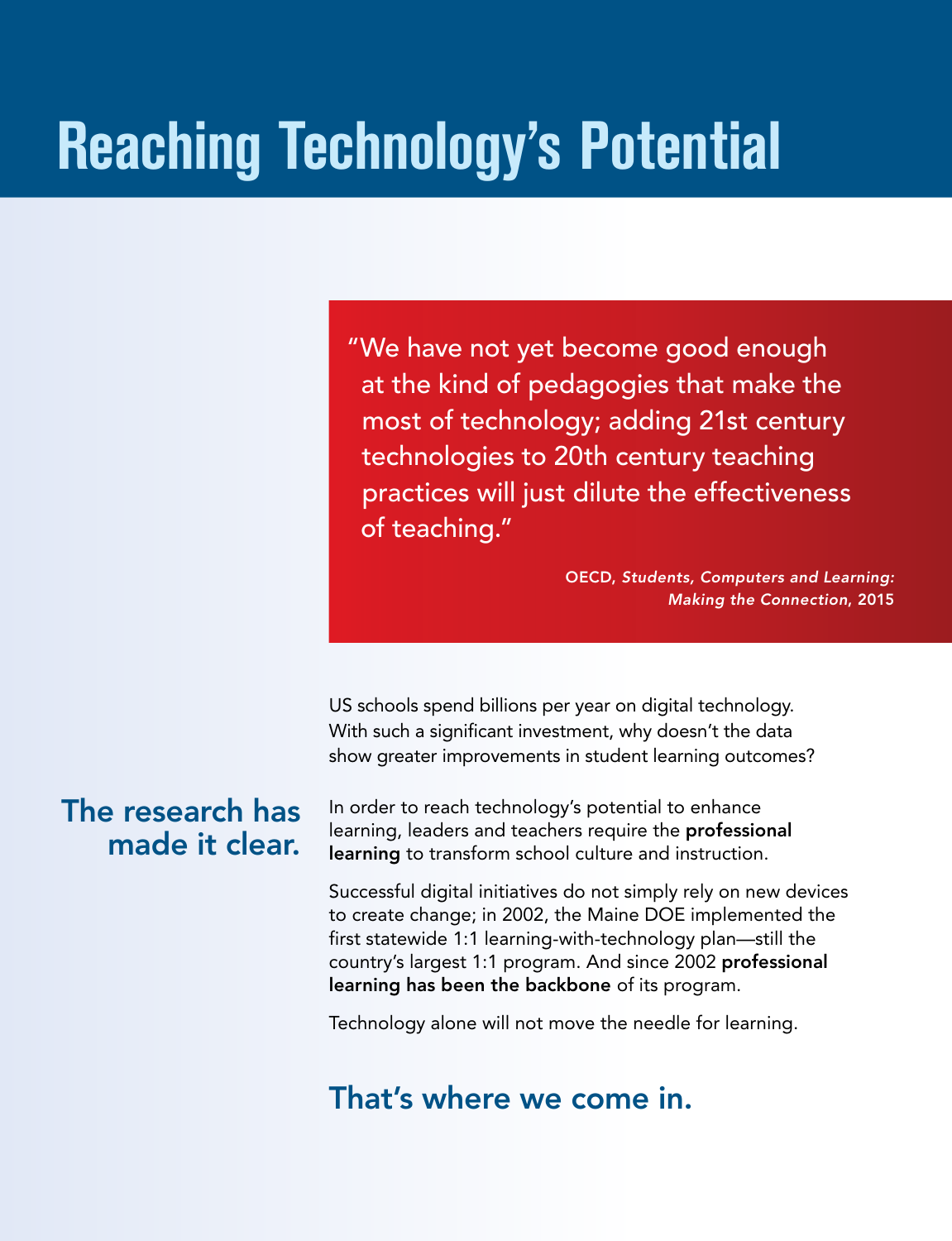# Reaching Technology's Potential

> "We have not yet become good enough at the kind of pedagogies that make the most of technology; adding 21st century technologies to 20th century teaching practices will just dilute the effectiveness of teaching."
>
> OECD, *Students, Computers and Learning: Making the Connection*, 2015

US schools spend billions per year on digital technology. With such a significant investment, why doesn't the data show greater improvements in student learning outcomes?

## The research has made it clear.

In order to reach technology's potential to enhance learning, leaders and teachers require the **professional learning** to transform school culture and instruction.

Successful digital initiatives do not simply rely on new devices to create change; in 2002, the Maine DOE implemented the first statewide 1:1 learning-with-technology plan—still the country's largest 1:1 program. And since 2002 **professional learning has been the backbone** of its program.

Technology alone will not move the needle for learning.

## That's where we come in.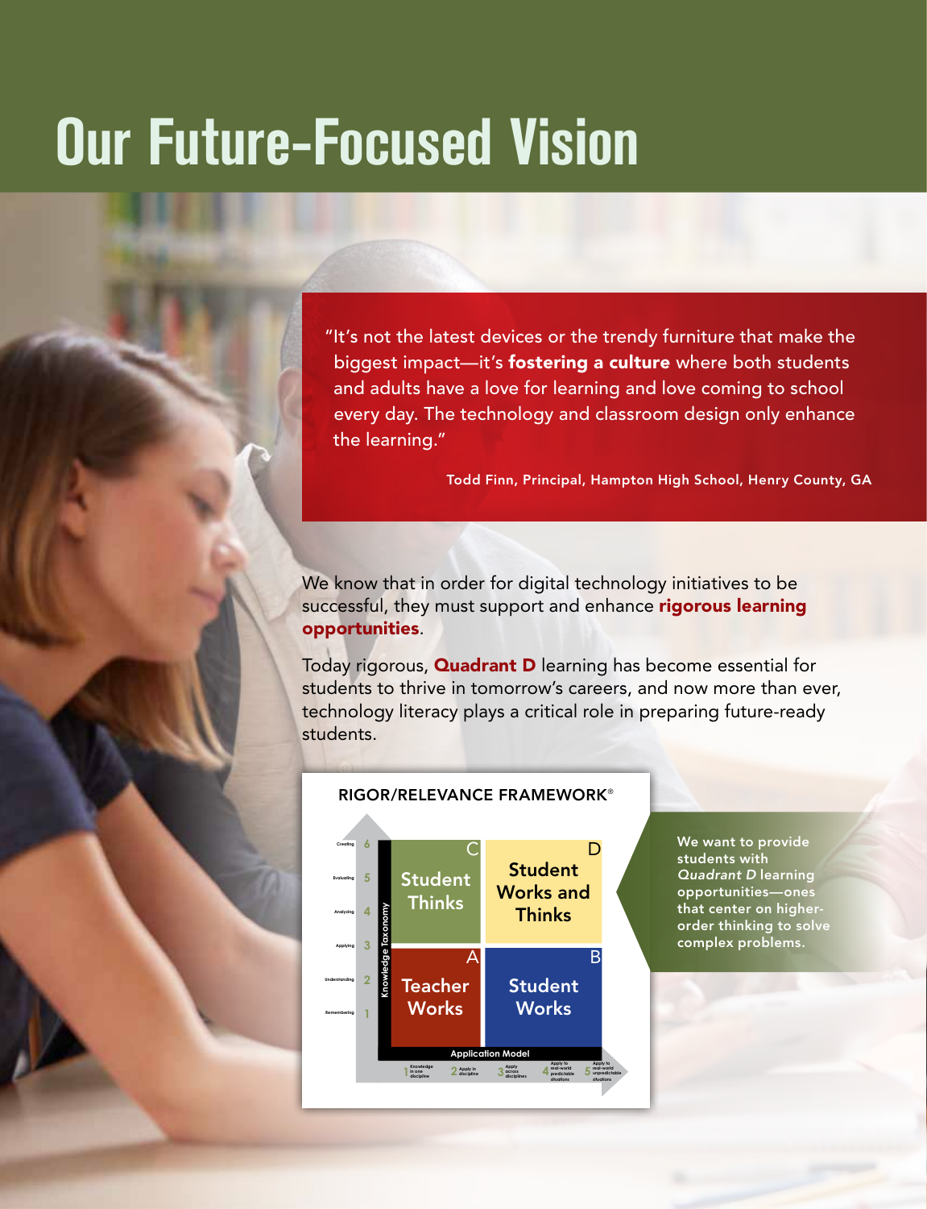# Our Future-Focused Vision

"It's not the latest devices or the trendy furniture that make the biggest impact—it's **fostering a culture** where both students and adults have a love for learning and love coming to school every day. The technology and classroom design only enhance the learning."

**Todd Finn, Principal, Hampton High School, Henry County, GA**

We know that in order for digital technology initiatives to be successful, they must support and enhance **rigorous learning opportunities**.

Today rigorous, **Quadrant D** learning has become essential for students to thrive in tomorrow's careers, and now more than ever, technology literacy plays a critical role in preparing future-ready students.

RIGOR/RELEVANCE FRAMEWORK®

| Knowledge Taxonomy | | |
|---|---|---|
| Creating 6 / Evaluating 5 / Analyzing 4 | C: Student Thinks | D: Student Works and Thinks |
| Applying 3 / Understanding 2 / Remembering 1 | A: Teacher Works | B: Student Works |

Application Model: 1 Knowledge in one discipline; 2 Apply in discipline; 3 Apply across disciplines; 4 Apply to real-world predictable situations; 5 Apply to real-world unpredictable situations

We want to provide students with *Quadrant D* learning opportunities—ones that center on higher-order thinking to solve complex problems.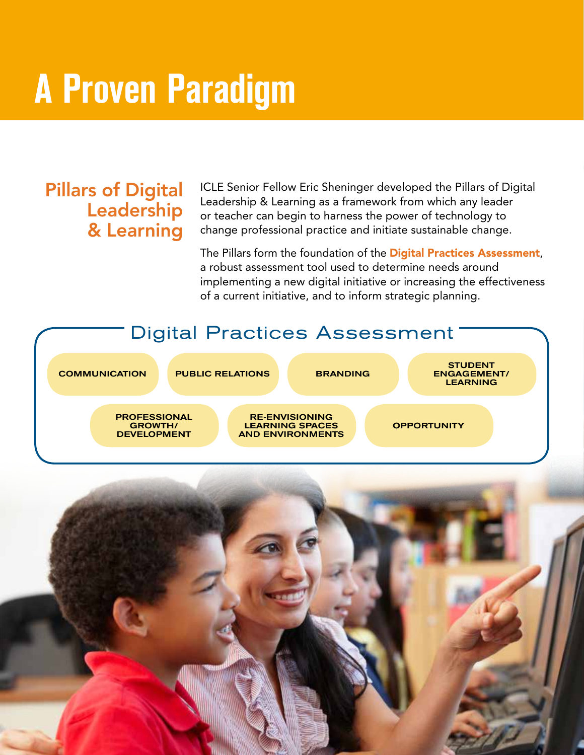# A Proven Paradigm

## Pillars of Digital Leadership & Learning

ICLE Senior Fellow Eric Sheninger developed the Pillars of Digital Leadership & Learning as a framework from which any leader or teacher can begin to harness the power of technology to change professional practice and initiate sustainable change.

The Pillars form the foundation of the **Digital Practices Assessment**, a robust assessment tool used to determine needs around implementing a new digital initiative or increasing the effectiveness of a current initiative, and to inform strategic planning.

### Digital Practices Assessment

- COMMUNICATION
- PUBLIC RELATIONS
- BRANDING
- STUDENT ENGAGEMENT/ LEARNING
- PROFESSIONAL GROWTH/ DEVELOPMENT
- RE-ENVISIONING LEARNING SPACES AND ENVIRONMENTS
- OPPORTUNITY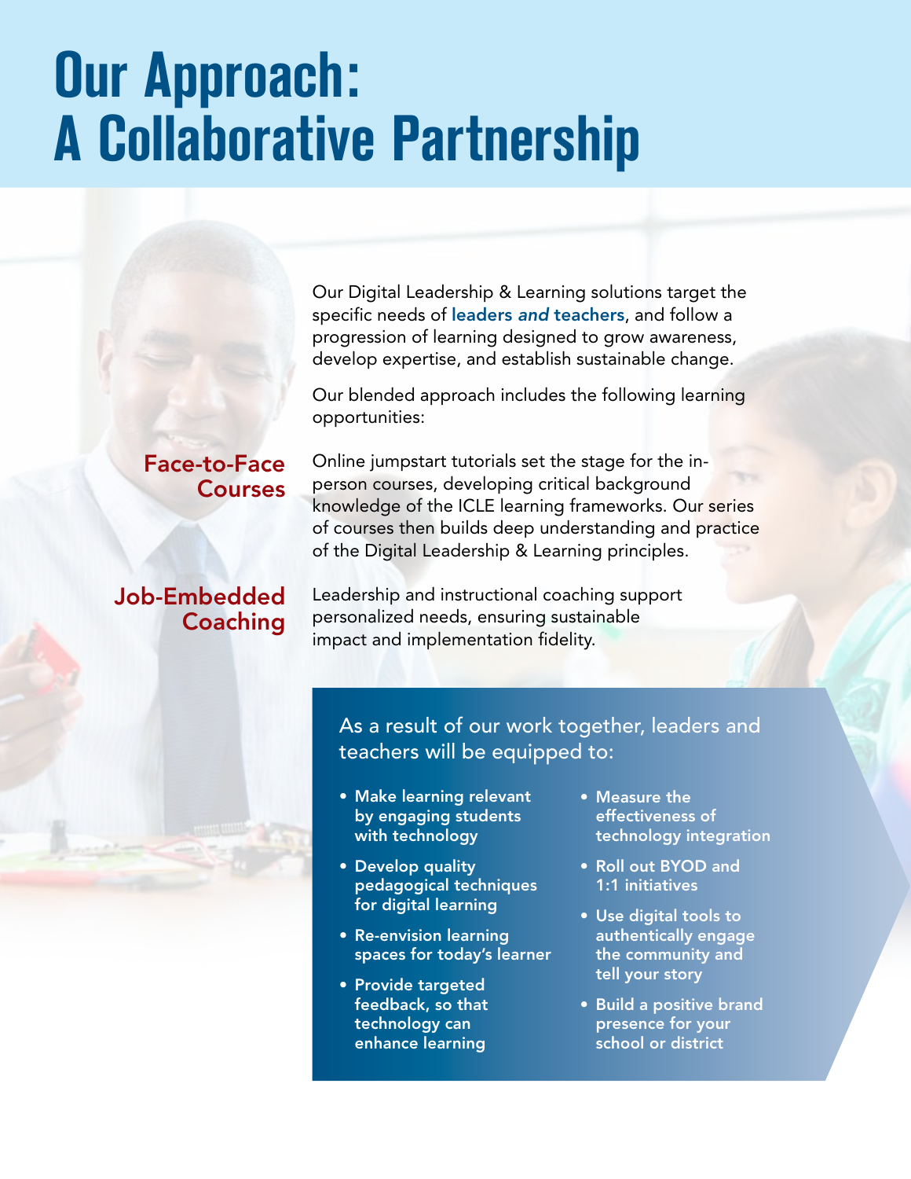# Our Approach: A Collaborative Partnership

Our Digital Leadership & Learning solutions target the specific needs of **leaders *and* teachers**, and follow a progression of learning designed to grow awareness, develop expertise, and establish sustainable change.

Our blended approach includes the following learning opportunities:

### Face-to-Face Courses

Online jumpstart tutorials set the stage for the in-person courses, developing critical background knowledge of the ICLE learning frameworks. Our series of courses then builds deep understanding and practice of the Digital Leadership & Learning principles.

### Job-Embedded Coaching

Leadership and instructional coaching support personalized needs, ensuring sustainable impact and implementation fidelity.

As a result of our work together, leaders and teachers will be equipped to:

- **Make learning relevant by engaging students with technology**
- **Develop quality pedagogical techniques for digital learning**
- **Re-envision learning spaces for today's learner**
- **Provide targeted feedback, so that technology can enhance learning**
- **Measure the effectiveness of technology integration**
- **Roll out BYOD and 1:1 initiatives**
- **Use digital tools to authentically engage the community and tell your story**
- **Build a positive brand presence for your school or district**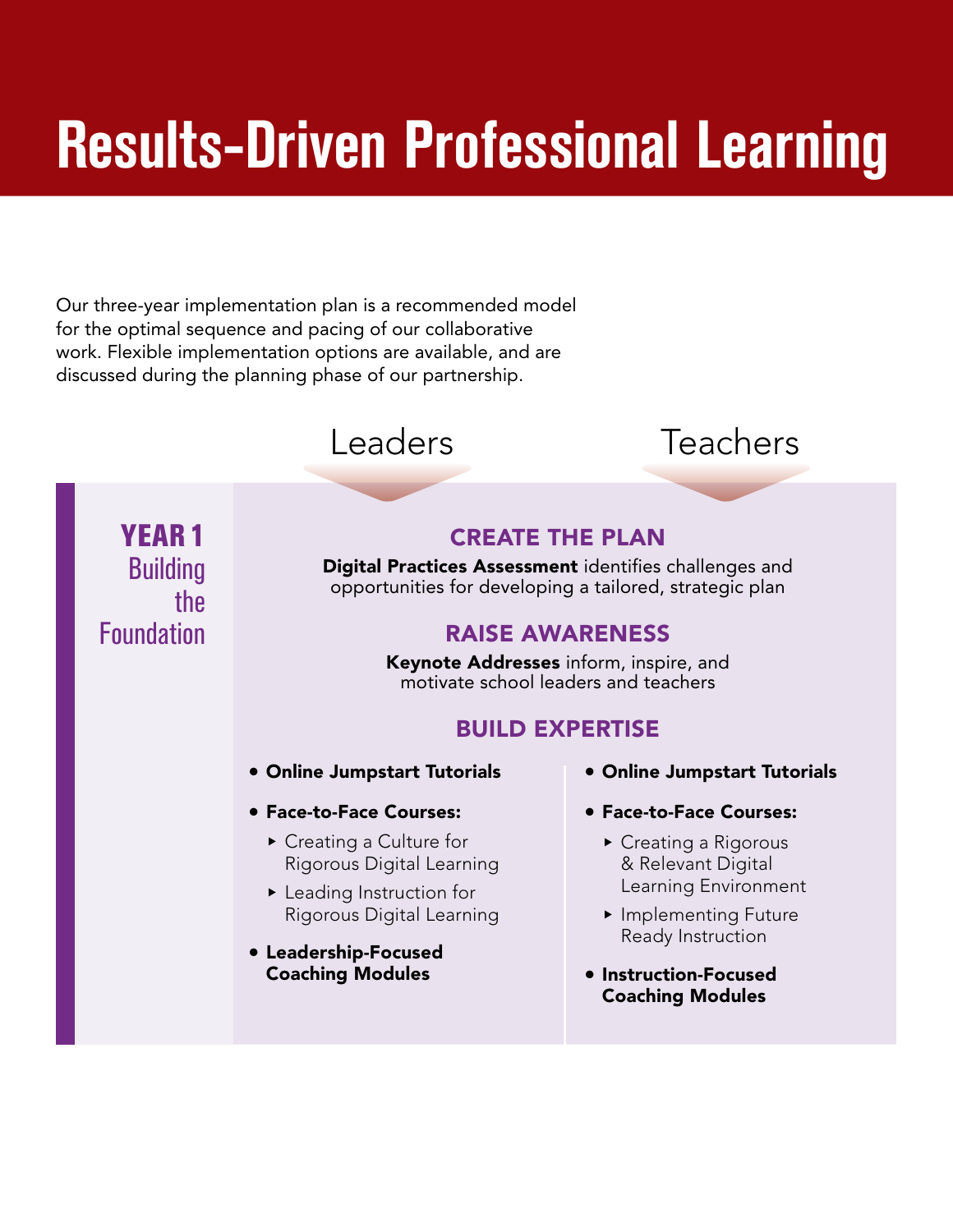# Results-Driven Professional Learning

Our three-year implementation plan is a recommended model for the optimal sequence and pacing of our collaborative work. Flexible implementation options are available, and are discussed during the planning phase of our partnership.

Leaders | Teachers

## YEAR 1 Building the Foundation

### CREATE THE PLAN

**Digital Practices Assessment** identifies challenges and opportunities for developing a tailored, strategic plan

### RAISE AWARENESS

**Keynote Addresses** inform, inspire, and motivate school leaders and teachers

### BUILD EXPERTISE

**Leaders**

- **Online Jumpstart Tutorials**
- **Face-to-Face Courses:**
  - Creating a Culture for Rigorous Digital Learning
  - Leading Instruction for Rigorous Digital Learning
- **Leadership-Focused Coaching Modules**

**Teachers**

- **Online Jumpstart Tutorials**
- **Face-to-Face Courses:**
  - Creating a Rigorous & Relevant Digital Learning Environment
  - Implementing Future Ready Instruction
- **Instruction-Focused Coaching Modules**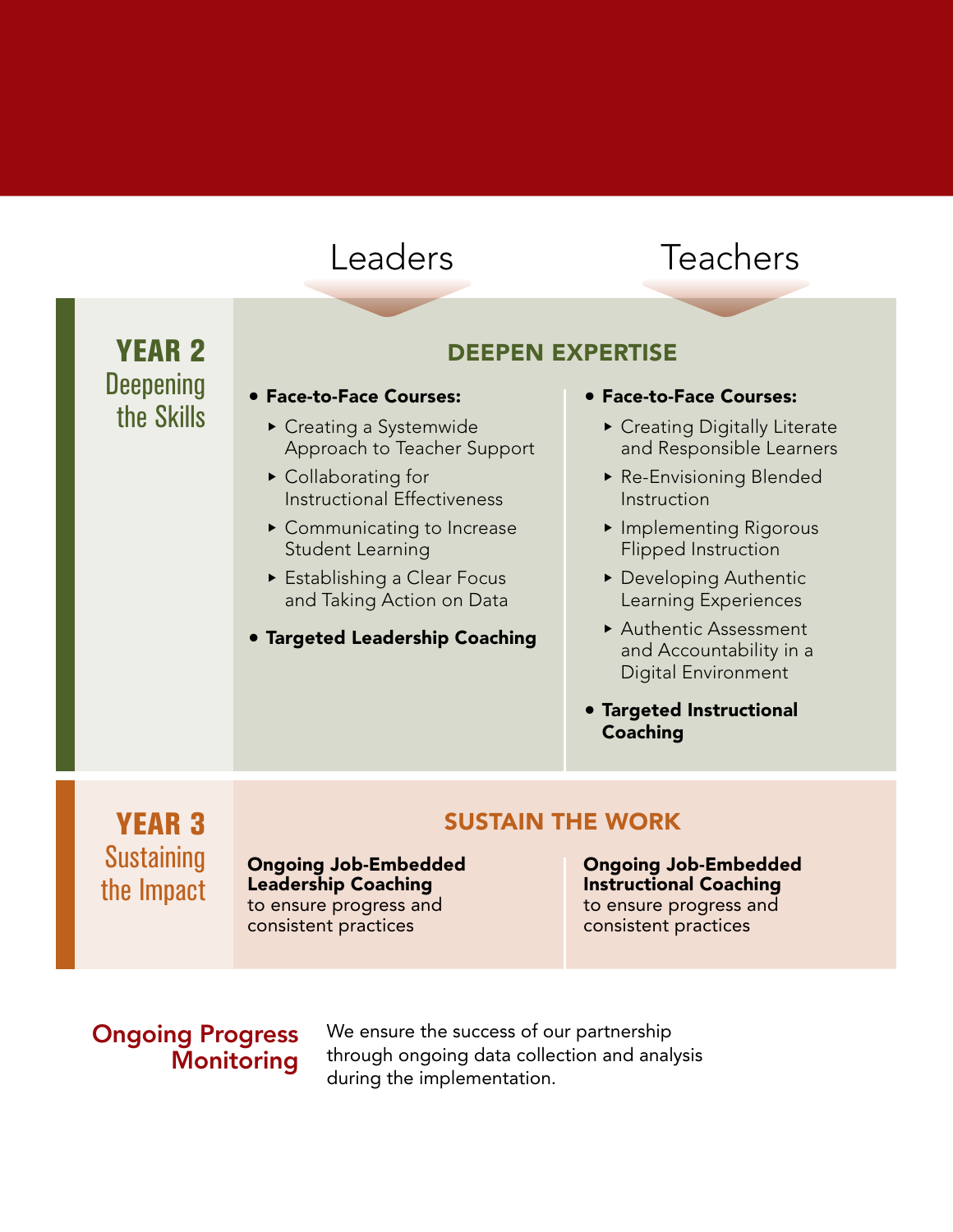## Leaders | Teachers

### YEAR 2 — Deepening the Skills

#### DEEPEN EXPERTISE

**Leaders**

- **Face-to-Face Courses:**
  - Creating a Systemwide Approach to Teacher Support
  - Collaborating for Instructional Effectiveness
  - Communicating to Increase Student Learning
  - Establishing a Clear Focus and Taking Action on Data
- **Targeted Leadership Coaching**

**Teachers**

- **Face-to-Face Courses:**
  - Creating Digitally Literate and Responsible Learners
  - Re-Envisioning Blended Instruction
  - Implementing Rigorous Flipped Instruction
  - Developing Authentic Learning Experiences
  - Authentic Assessment and Accountability in a Digital Environment
- **Targeted Instructional Coaching**

### YEAR 3 — Sustaining the Impact

#### SUSTAIN THE WORK

**Leaders**

**Ongoing Job-Embedded Leadership Coaching** to ensure progress and consistent practices

**Teachers**

**Ongoing Job-Embedded Instructional Coaching** to ensure progress and consistent practices

### Ongoing Progress Monitoring

We ensure the success of our partnership through ongoing data collection and analysis during the implementation.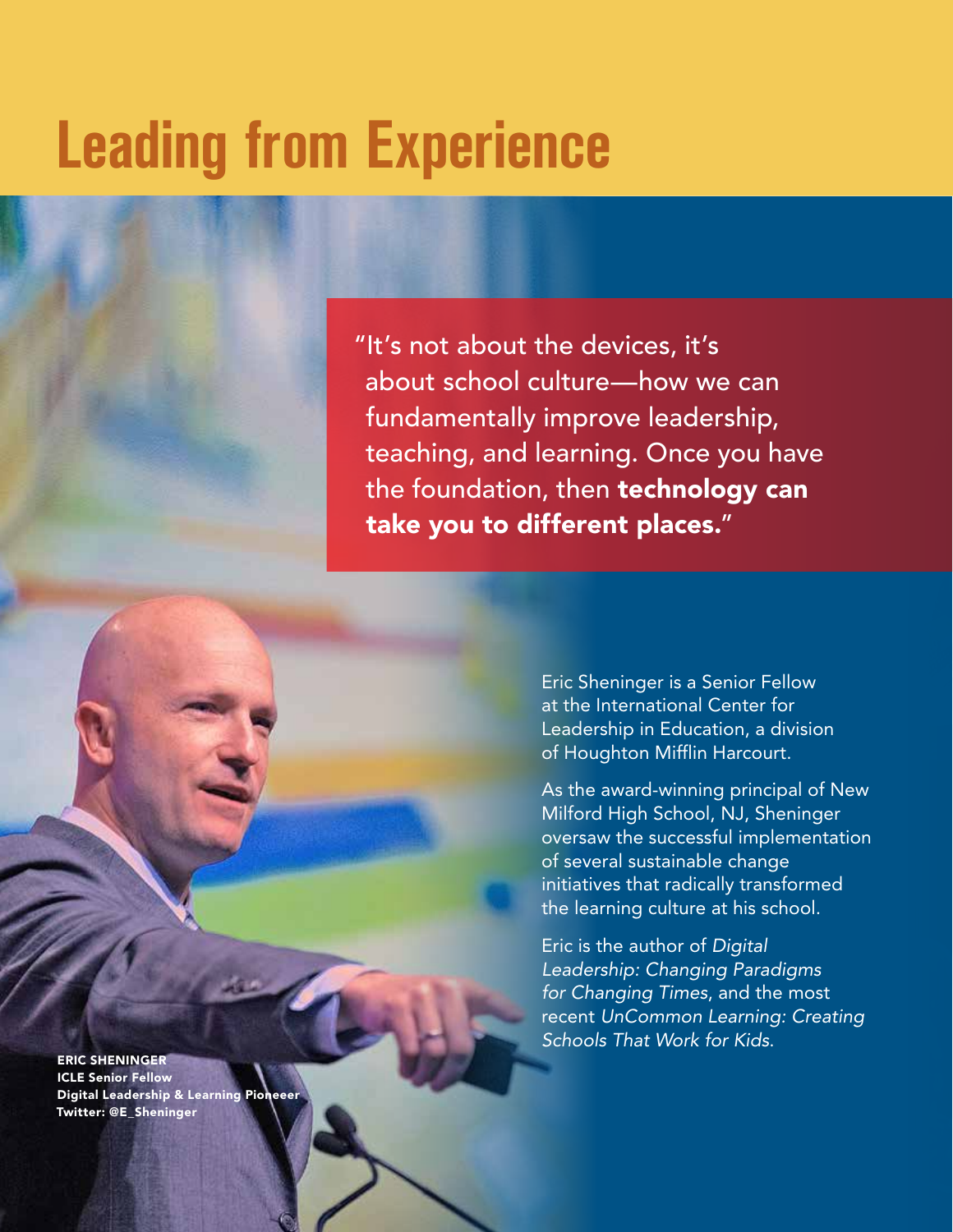# Leading from Experience

"It's not about the devices, it's about school culture—how we can fundamentally improve leadership, teaching, and learning. Once you have the foundation, then **technology can take you to different places.**"

Eric Sheninger is a Senior Fellow at the International Center for Leadership in Education, a division of Houghton Mifflin Harcourt.

As the award-winning principal of New Milford High School, NJ, Sheninger oversaw the successful implementation of several sustainable change initiatives that radically transformed the learning culture at his school.

Eric is the author of *Digital Leadership: Changing Paradigms for Changing Times*, and the most recent *UnCommon Learning: Creating Schools That Work for Kids*.

**ERIC SHENINGER**
**ICLE Senior Fellow**
**Digital Leadership & Learning Pioneeer**
**Twitter: @E_Sheninger**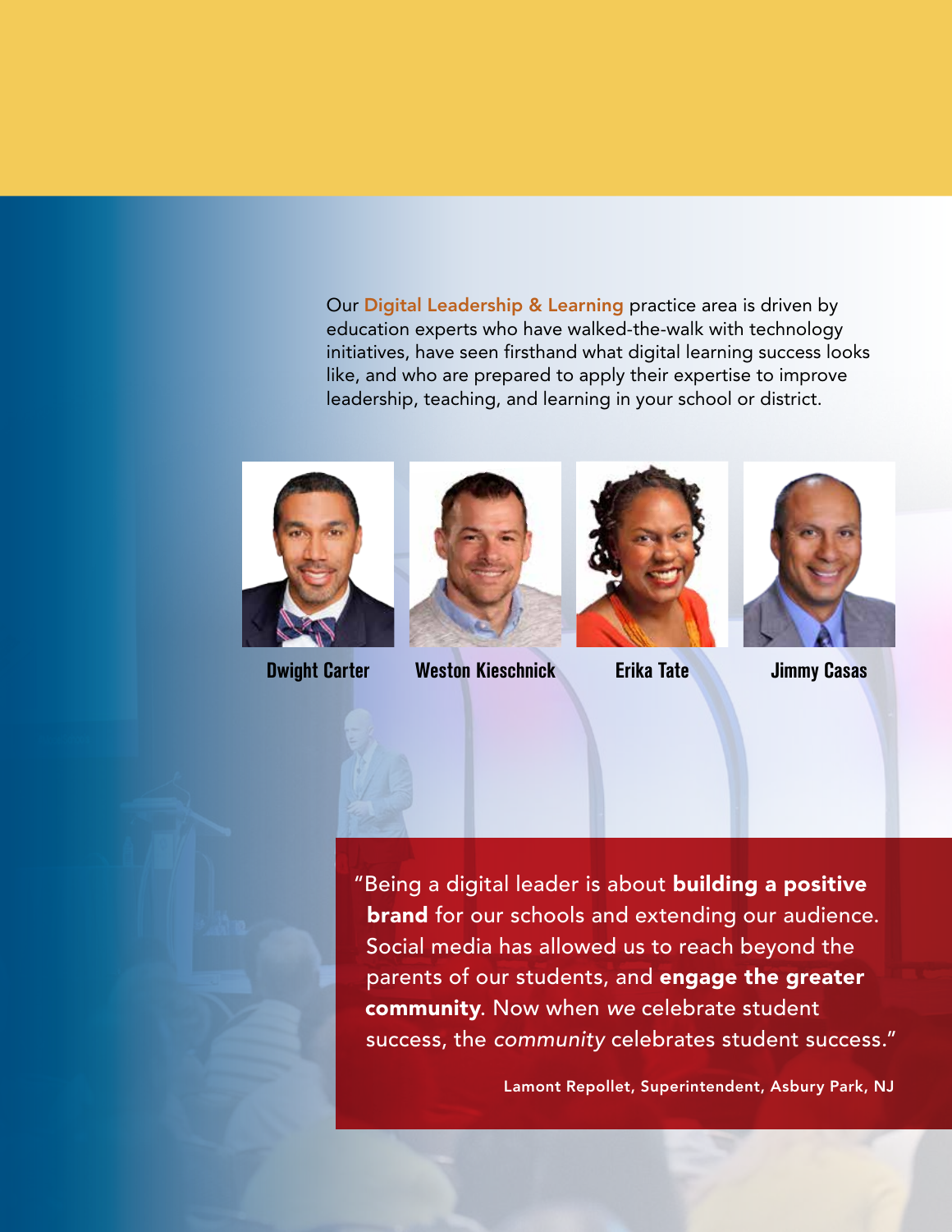Our **Digital Leadership & Learning** practice area is driven by education experts who have walked-the-walk with technology initiatives, have seen firsthand what digital learning success looks like, and who are prepared to apply their expertise to improve leadership, teaching, and learning in your school or district.

**Dwight Carter** **Weston Kieschnick** **Erika Tate** **Jimmy Casas**

"Being a digital leader is about **building a positive brand** for our schools and extending our audience. Social media has allowed us to reach beyond the parents of our students, and **engage the greater community**. Now when *we* celebrate student success, the *community* celebrates student success."

Lamont Repollet, Superintendent, Asbury Park, NJ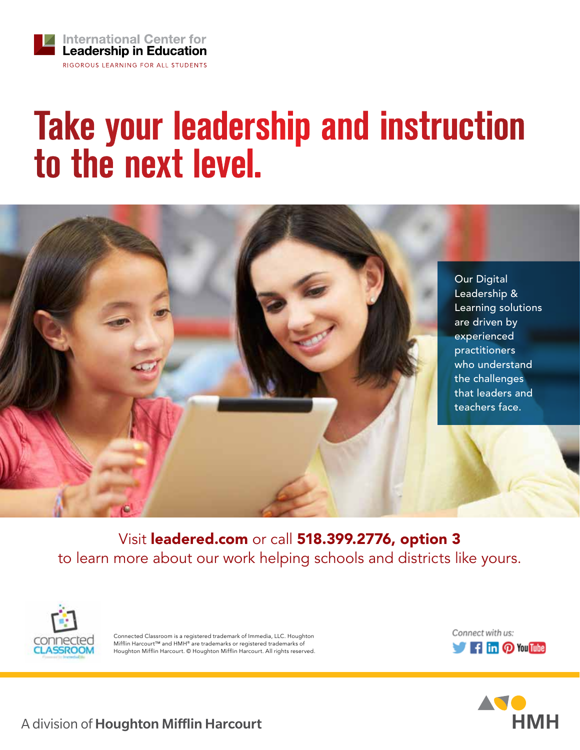International Center for Leadership in Education

RIGOROUS LEARNING FOR ALL STUDENTS

# Take your leadership and instruction to the next level.

Our Digital Leadership & Learning solutions are driven by experienced practitioners who understand the challenges that leaders and teachers face.

Visit **leadered.com** or call **518.399.2776, option 3** to learn more about our work helping schools and districts like yours.

connected CLASSROOM

Connected Classroom is a registered trademark of Immedia, LLC. Houghton Mifflin Harcourt™ and HMH® are trademarks or registered trademarks of Houghton Mifflin Harcourt. © Houghton Mifflin Harcourt. All rights reserved.

*Connect with us:*

A division of **Houghton Mifflin Harcourt**

HMH